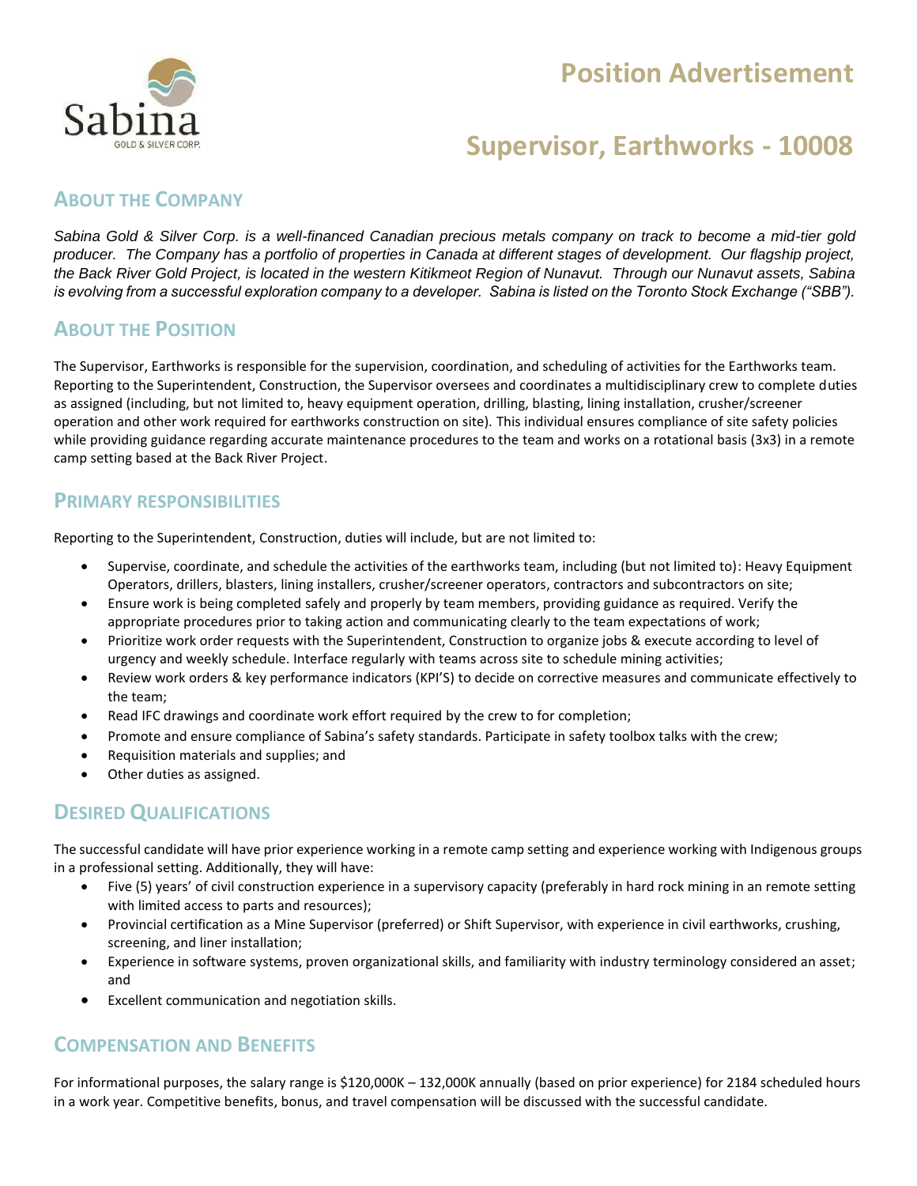# Position Advertisement

# Supervisor, Earthworks - 10008

## About the Company

*Sabina Gold & Silver Corp. is a well-financed Canadian precious metals company on track to become a mid-tier gold producer. The Company has a portfolio of properties in Canada at different stages of development. Our flagship project, the Back River Gold Project, is located in the western Kitikmeot Region of Nunavut. Through our Nunavut assets, Sabina is evolving from a successful exploration company to a developer. Sabina is listed on the Toronto Stock Exchange ("SBB").*

## About the Position

The Supervisor, Earthworks is responsible for the supervision, coordination, and scheduling of activities for the Earthworks team. Reporting to the Superintendent, Construction, the Supervisor oversees and coordinates a multidisciplinary crew to complete duties as assigned (including, but not limited to, heavy equipment operation, drilling, blasting, lining installation, crusher/screener operation and other work required for earthworks construction on site). This individual ensures compliance of site safety policies while providing guidance regarding accurate maintenance procedures to the team and works on a rotational basis (3x3) in a remote camp setting based at the Back River Project.

## Primary Responsibilities

Reporting to the Superintendent, Construction, duties will include, but are not limited to:

- Supervise, coordinate, and schedule the activities of the earthworks team, including (but not limited to): Heavy Equipment Operators, drillers, blasters, lining installers, crusher/screener operators, contractors and subcontractors on site;
- Ensure work is being completed safely and properly by team members, providing guidance as required. Verify the appropriate procedures prior to taking action and communicating clearly to the team expectations of work;
- Prioritize work order requests with the Superintendent, Construction to organize jobs & execute according to level of urgency and weekly schedule. Interface regularly with teams across site to schedule mining activities;
- Review work orders & key performance indicators (KPI'S) to decide on corrective measures and communicate effectively to the team;
- Read IFC drawings and coordinate work effort required by the crew to for completion;
- Promote and ensure compliance of Sabina's safety standards. Participate in safety toolbox talks with the crew;
- Requisition materials and supplies; and
- Other duties as assigned.

## Desired Qualifications

The successful candidate will have prior experience working in a remote camp setting and experience working with Indigenous groups in a professional setting. Additionally, they will have:

- Five (5) years' of civil construction experience in a supervisory capacity (preferably in hard rock mining in an remote setting with limited access to parts and resources);
- Provincial certification as a Mine Supervisor (preferred) or Shift Supervisor, with experience in civil earthworks, crushing, screening, and liner installation;
- Experience in software systems, proven organizational skills, and familiarity with industry terminology considered an asset; and
- Excellent communication and negotiation skills.

## Compensation and Benefits

For informational purposes, the salary range is $120,000K – 132,000K annually (based on prior experience) for 2184 scheduled hours in a work year. Competitive benefits, bonus, and travel compensation will be discussed with the successful candidate.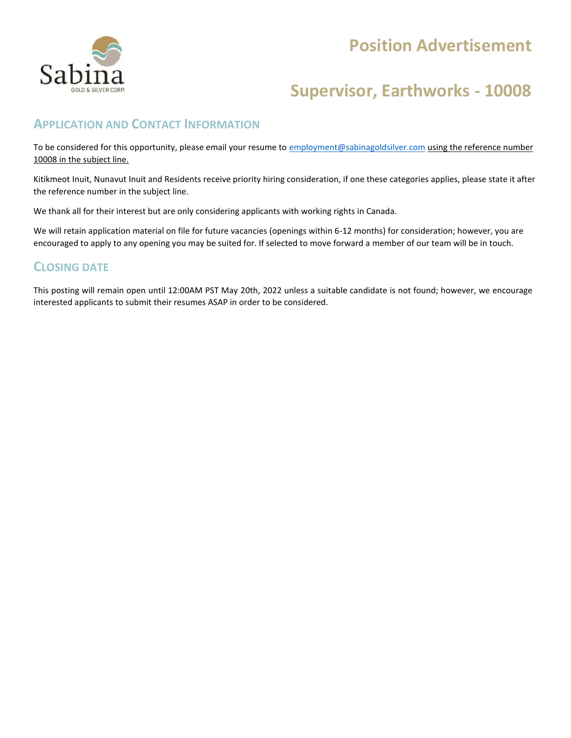# Position Advertisement

# Supervisor, Earthworks - 10008

## Application and Contact Information

To be considered for this opportunity, please email your resume to employment@sabinagoldsilver.com using the reference number 10008 in the subject line.

Kitikmeot Inuit, Nunavut Inuit and Residents receive priority hiring consideration, if one these categories applies, please state it after the reference number in the subject line.

We thank all for their interest but are only considering applicants with working rights in Canada.

We will retain application material on file for future vacancies (openings within 6-12 months) for consideration; however, you are encouraged to apply to any opening you may be suited for. If selected to move forward a member of our team will be in touch.

## Closing Date

This posting will remain open until 12:00AM PST May 20th, 2022 unless a suitable candidate is not found; however, we encourage interested applicants to submit their resumes ASAP in order to be considered.